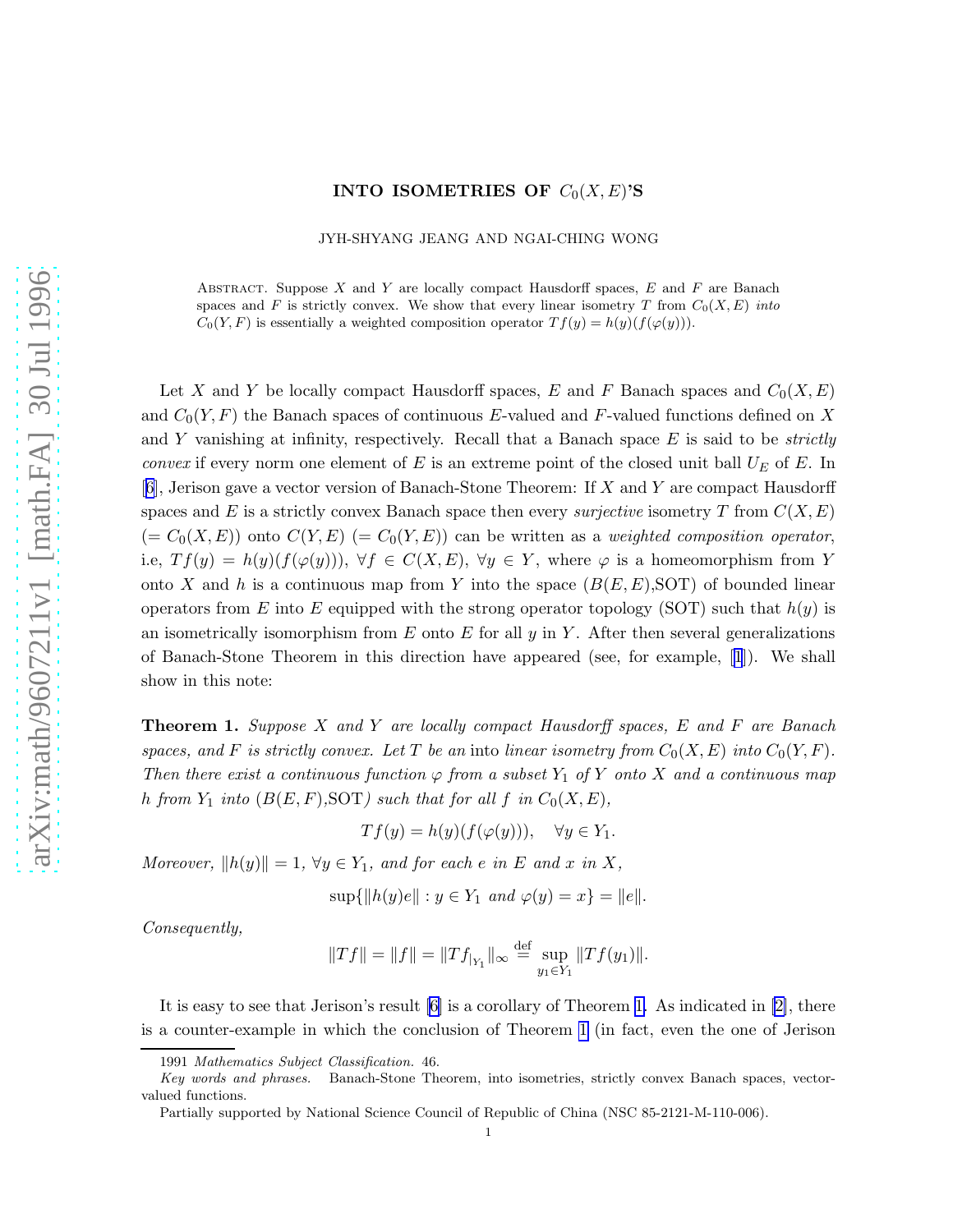# INTO ISOMETRIES OF $C_0(X, E)$'S

JYH-SHYANG JEANG AND NGAI-CHING WONG

Abstract. Suppose $X$ and $Y$ are locally compact Hausdorff spaces, $E$ and $F$ are Banach spaces and $F$ is strictly convex. We show that every linear isometry $T$ from $C_0(X, E)$ *into* $C_0(Y, F)$ is essentially a weighted composition operator $Tf(y) = h(y)(f(\varphi(y)))$.

Let $X$ and $Y$ be locally compact Hausdorff spaces, $E$ and $F$ Banach spaces and $C_0(X, E)$ and $C_0(Y, F)$ the Banach spaces of continuous $E$-valued and $F$-valued functions defined on $X$ and $Y$ vanishing at infinity, respectively. Recall that a Banach space $E$ is said to be *strictly convex* if every norm one element of $E$ is an extreme point of the closed unit ball $U_E$ of $E$. In [6], Jerison gave a vector version of Banach-Stone Theorem: If $X$ and $Y$ are compact Hausdorff spaces and $E$ is a strictly convex Banach space then every *surjective* isometry $T$ from $C(X, E)$ ($= C_0(X, E)$) onto $C(Y, E)$ ($= C_0(Y, E)$) can be written as a *weighted composition operator*, i.e, $Tf(y) = h(y)(f(\varphi(y)))$, $\forall f \in C(X, E)$, $\forall y \in Y$, where $\varphi$ is a homeomorphism from $Y$ onto $X$ and $h$ is a continuous map from $Y$ into the space ($B(E, E)$,SOT) of bounded linear operators from $E$ into $E$ equipped with the strong operator topology (SOT) such that $h(y)$ is an isometrically isomorphism from $E$ onto $E$ for all $y$ in $Y$. After then several generalizations of Banach-Stone Theorem in this direction have appeared (see, for example, [1]). We shall show in this note:

**Theorem 1.** *Suppose $X$ and $Y$ are locally compact Hausdorff spaces, $E$ and $F$ are Banach spaces, and $F$ is strictly convex. Let $T$ be an* into *linear isometry from $C_0(X, E)$ into $C_0(Y, F)$. Then there exist a continuous function $\varphi$ from a subset $Y_1$ of $Y$ onto $X$ and a continuous map $h$ from $Y_1$ into ($B(E, F)$,SOT) such that for all $f$ in $C_0(X, E)$,*

$$Tf(y) = h(y)(f(\varphi(y))), \quad \forall y \in Y_1.$$

*Moreover, $\|h(y)\| = 1$, $\forall y \in Y_1$, and for each $e$ in $E$ and $x$ in $X$,*

$$\sup\{\|h(y)e\| : y \in Y_1 \text{ and } \varphi(y) = x\} = \|e\|.$$

*Consequently,*

$$\|Tf\| = \|f\| = \|Tf_{|_{Y_1}}\|_\infty \stackrel{\text{def}}{=} \sup_{y_1 \in Y_1} \|Tf(y_1)\|.$$

It is easy to see that Jerison's result [6] is a corollary of Theorem 1. As indicated in [2], there is a counter-example in which the conclusion of Theorem 1 (in fact, even the one of Jerison

1991 *Mathematics Subject Classification.* 46.

*Key words and phrases.* Banach-Stone Theorem, into isometries, strictly convex Banach spaces, vector-valued functions.

Partially supported by National Science Council of Republic of China (NSC 85-2121-M-110-006).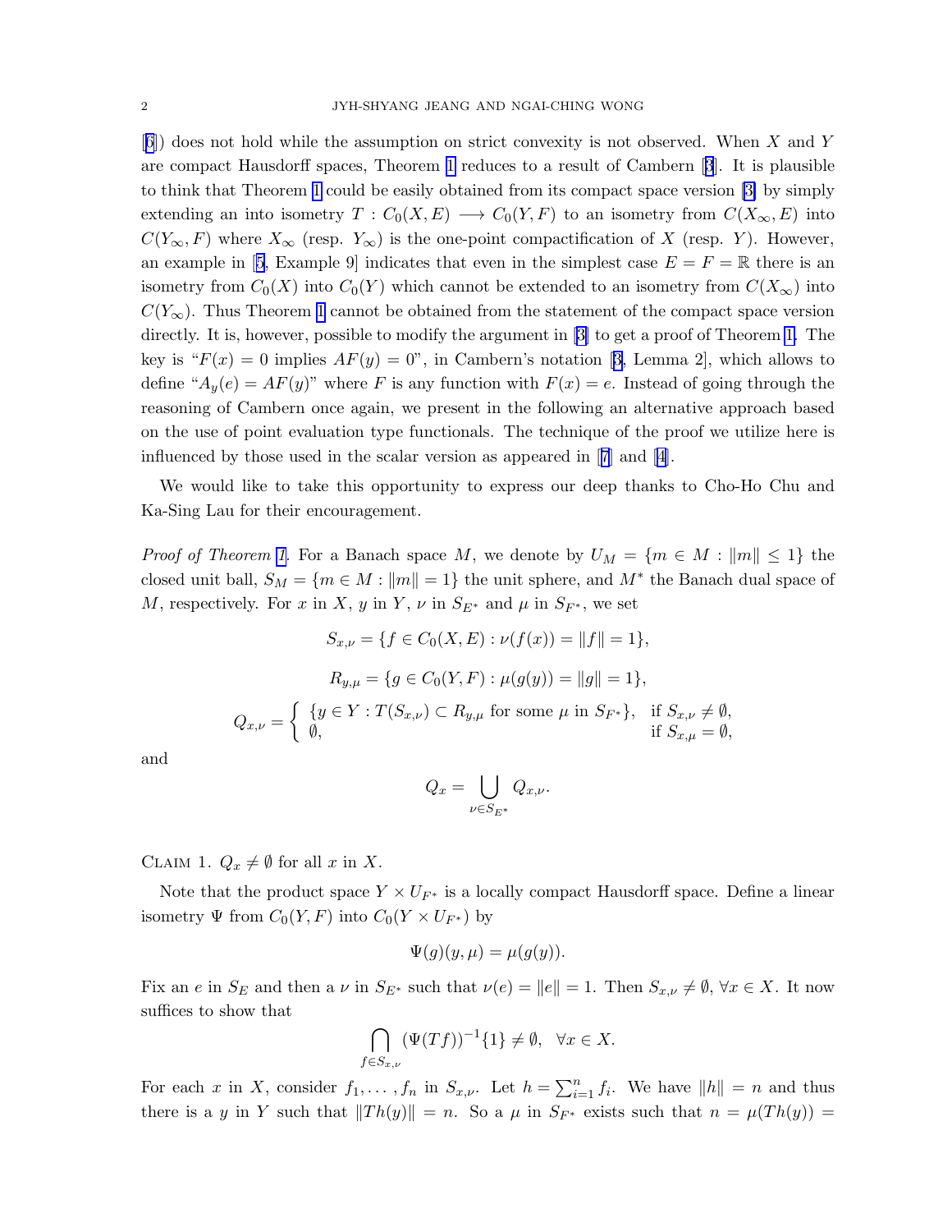[6]) does not hold while the assumption on strict convexity is not observed. When $X$ and $Y$ are compact Hausdorff spaces, Theorem 1 reduces to a result of Cambern [3]. It is plausible to think that Theorem 1 could be easily obtained from its compact space version [3] by simply extending an into isometry $T : C_0(X, E) \longrightarrow C_0(Y, F)$ to an isometry from $C(X_\infty, E)$ into $C(Y_\infty, F)$ where $X_\infty$ (resp. $Y_\infty$) is the one-point compactification of $X$ (resp. $Y$). However, an example in [5, Example 9] indicates that even in the simplest case $E = F = \mathbb{R}$ there is an isometry from $C_0(X)$ into $C_0(Y)$ which cannot be extended to an isometry from $C(X_\infty)$ into $C(Y_\infty)$. Thus Theorem 1 cannot be obtained from the statement of the compact space version directly. It is, however, possible to modify the argument in [3] to get a proof of Theorem 1. The key is "$F(x) = 0$ implies $AF(y) = 0$", in Cambern's notation [3, Lemma 2], which allows to define "$A_y(e) = AF(y)$" where $F$ is any function with $F(x) = e$. Instead of going through the reasoning of Cambern once again, we present in the following an alternative approach based on the use of point evaluation type functionals. The technique of the proof we utilize here is influenced by those used in the scalar version as appeared in [7] and [4].

We would like to take this opportunity to express our deep thanks to Cho-Ho Chu and Ka-Sing Lau for their encouragement.

*Proof of Theorem 1.* For a Banach space $M$, we denote by $U_M = \{m \in M : \|m\| \leq 1\}$ the closed unit ball, $S_M = \{m \in M : \|m\| = 1\}$ the unit sphere, and $M^*$ the Banach dual space of $M$, respectively. For $x$ in $X$, $y$ in $Y$, $\nu$ in $S_{E^*}$ and $\mu$ in $S_{F^*}$, we set

$$S_{x,\nu} = \{f \in C_0(X, E) : \nu(f(x)) = \|f\| = 1\},$$

$$R_{y,\mu} = \{g \in C_0(Y, F) : \mu(g(y)) = \|g\| = 1\},$$

$$Q_{x,\nu} = \begin{cases} \{y \in Y : T(S_{x,\nu}) \subset R_{y,\mu} \text{ for some } \mu \text{ in } S_{F^*}\}, & \text{if } S_{x,\nu} \neq \emptyset, \\ \emptyset, & \text{if } S_{x,\mu} = \emptyset, \end{cases}$$

and

$$Q_x = \bigcup_{\nu \in S_{E^*}} Q_{x,\nu}.$$

CLAIM 1. $Q_x \neq \emptyset$ for all $x$ in $X$.

Note that the product space $Y \times U_{F^*}$ is a locally compact Hausdorff space. Define a linear isometry $\Psi$ from $C_0(Y, F)$ into $C_0(Y \times U_{F^*})$ by

$$\Psi(g)(y, \mu) = \mu(g(y)).$$

Fix an $e$ in $S_E$ and then a $\nu$ in $S_{E^*}$ such that $\nu(e) = \|e\| = 1$. Then $S_{x,\nu} \neq \emptyset$, $\forall x \in X$. It now suffices to show that

$$\bigcap_{f \in S_{x,\nu}} (\Psi(Tf))^{-1}\{1\} \neq \emptyset, \quad \forall x \in X.$$

For each $x$ in $X$, consider $f_1, \ldots, f_n$ in $S_{x,\nu}$. Let $h = \sum_{i=1}^{n} f_i$. We have $\|h\| = n$ and thus there is a $y$ in $Y$ such that $\|Th(y)\| = n$. So a $\mu$ in $S_{F^*}$ exists such that $n = \mu(Th(y)) =$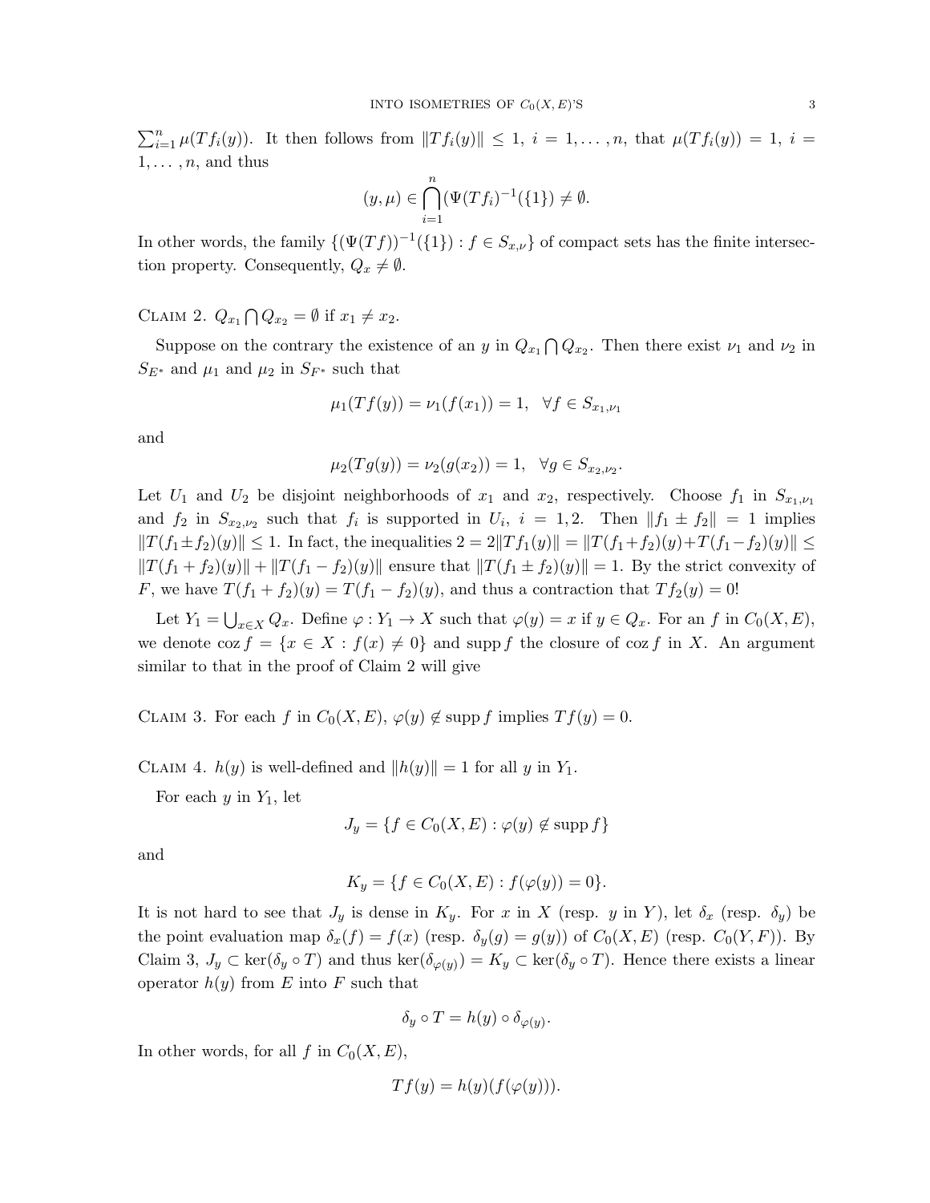$\sum_{i=1}^n \mu(Tf_i(y))$. It then follows from $\|Tf_i(y)\| \leq 1$, $i = 1, \ldots, n$, that $\mu(Tf_i(y)) = 1$, $i = 1, \ldots, n$, and thus

$$(y, \mu) \in \bigcap_{i=1}^n (\Psi(Tf_i)^{-1}(\{1\}) \neq \emptyset.$$

In other words, the family $\{(\Psi(Tf))^{-1}(\{1\}) : f \in S_{x,\nu}\}$ of compact sets has the finite intersection property. Consequently, $Q_x \neq \emptyset$.

Claim 2. $Q_{x_1} \bigcap Q_{x_2} = \emptyset$ if $x_1 \neq x_2$.

Suppose on the contrary the existence of an $y$ in $Q_{x_1} \bigcap Q_{x_2}$. Then there exist $\nu_1$ and $\nu_2$ in $S_{E^*}$ and $\mu_1$ and $\mu_2$ in $S_{F^*}$ such that

$$\mu_1(Tf(y)) = \nu_1(f(x_1)) = 1, \quad \forall f \in S_{x_1,\nu_1}$$

and

$$\mu_2(Tg(y)) = \nu_2(g(x_2)) = 1, \quad \forall g \in S_{x_2,\nu_2}.$$

Let $U_1$ and $U_2$ be disjoint neighborhoods of $x_1$ and $x_2$, respectively. Choose $f_1$ in $S_{x_1,\nu_1}$ and $f_2$ in $S_{x_2,\nu_2}$ such that $f_i$ is supported in $U_i$, $i = 1, 2$. Then $\|f_1 \pm f_2\| = 1$ implies $\|T(f_1 \pm f_2)(y)\| \leq 1$. In fact, the inequalities $2 = 2\|Tf_1(y)\| = \|T(f_1+f_2)(y)+T(f_1-f_2)(y)\| \leq \|T(f_1 + f_2)(y)\| + \|T(f_1 - f_2)(y)\|$ ensure that $\|T(f_1 \pm f_2)(y)\| = 1$. By the strict convexity of $F$, we have $T(f_1 + f_2)(y) = T(f_1 - f_2)(y)$, and thus a contraction that $Tf_2(y) = 0$!

Let $Y_1 = \bigcup_{x \in X} Q_x$. Define $\varphi : Y_1 \to X$ such that $\varphi(y) = x$ if $y \in Q_x$. For an $f$ in $C_0(X, E)$, we denote $\operatorname{coz} f = \{x \in X : f(x) \neq 0\}$ and $\operatorname{supp} f$ the closure of $\operatorname{coz} f$ in $X$. An argument similar to that in the proof of Claim 2 will give

Claim 3. For each $f$ in $C_0(X, E)$, $\varphi(y) \notin \operatorname{supp} f$ implies $Tf(y) = 0$.

Claim 4. $h(y)$ is well-defined and $\|h(y)\| = 1$ for all $y$ in $Y_1$.

For each $y$ in $Y_1$, let

$$J_y = \{f \in C_0(X, E) : \varphi(y) \notin \operatorname{supp} f\}$$

and

$$K_y = \{f \in C_0(X, E) : f(\varphi(y)) = 0\}.$$

It is not hard to see that $J_y$ is dense in $K_y$. For $x$ in $X$ (resp. $y$ in $Y$), let $\delta_x$ (resp. $\delta_y$) be the point evaluation map $\delta_x(f) = f(x)$ (resp. $\delta_y(g) = g(y)$) of $C_0(X, E)$ (resp. $C_0(Y, F)$). By Claim 3, $J_y \subset \ker(\delta_y \circ T)$ and thus $\ker(\delta_{\varphi(y)}) = K_y \subset \ker(\delta_y \circ T)$. Hence there exists a linear operator $h(y)$ from $E$ into $F$ such that

$$\delta_y \circ T = h(y) \circ \delta_{\varphi(y)}.$$

In other words, for all $f$ in $C_0(X, E)$,

$$Tf(y) = h(y)(f(\varphi(y))).$$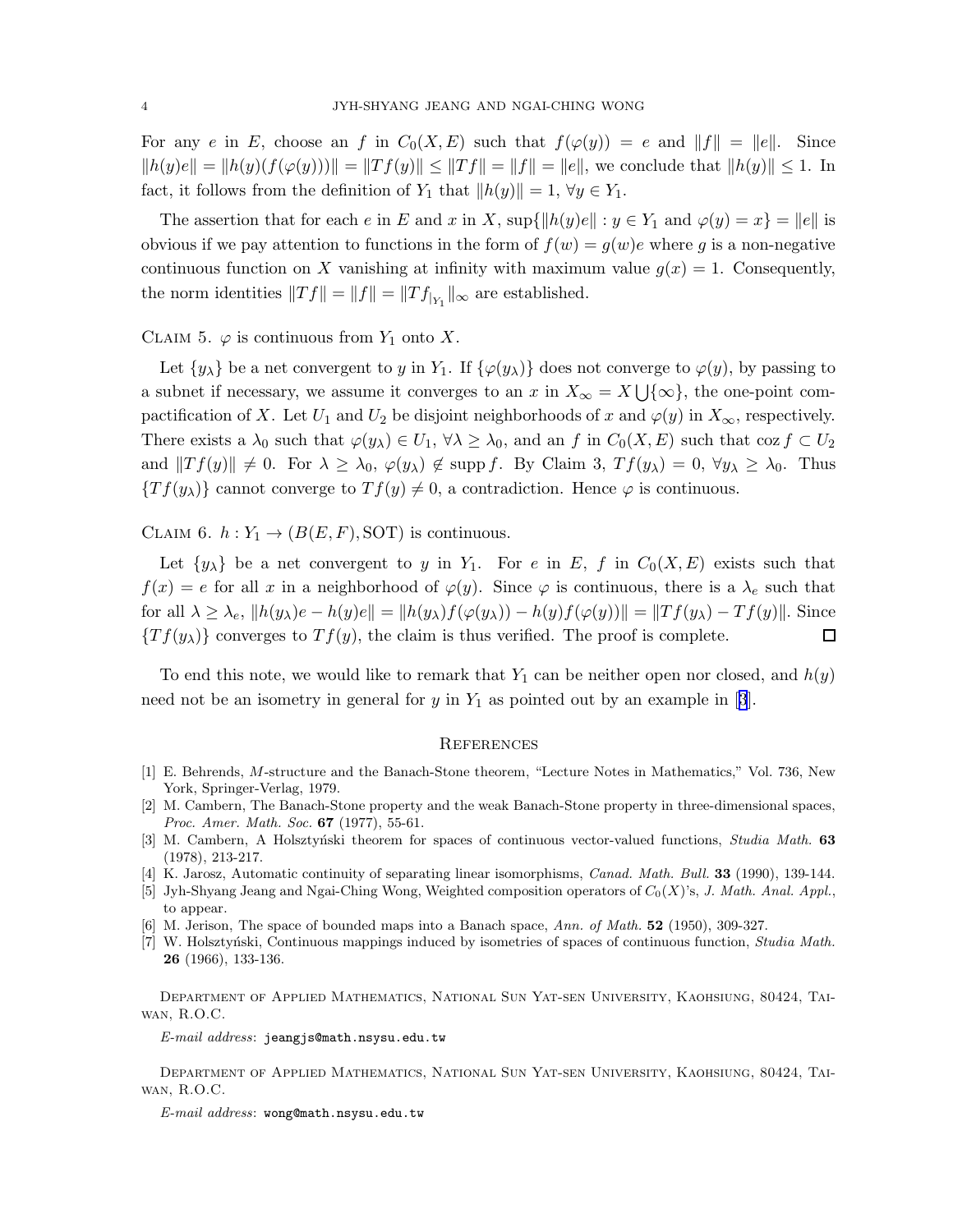For any $e$ in $E$, choose an $f$ in $C_0(X, E)$ such that $f(\varphi(y)) = e$ and $\|f\| = \|e\|$. Since $\|h(y)e\| = \|h(y)(f(\varphi(y)))\| = \|Tf(y)\| \leq \|Tf\| = \|f\| = \|e\|$, we conclude that $\|h(y)\| \leq 1$. In fact, it follows from the definition of $Y_1$ that $\|h(y)\| = 1$, $\forall y \in Y_1$.

The assertion that for each $e$ in $E$ and $x$ in $X$, $\sup\{\|h(y)e\| : y \in Y_1 \text{ and } \varphi(y) = x\} = \|e\|$ is obvious if we pay attention to functions in the form of $f(w) = g(w)e$ where $g$ is a non-negative continuous function on $X$ vanishing at infinity with maximum value $g(x) = 1$. Consequently, the norm identities $\|Tf\| = \|f\| = \|Tf_{|_{Y_1}}\|_\infty$ are established.

Claim 5. $\varphi$ is continuous from $Y_1$ onto $X$.

Let $\{y_\lambda\}$ be a net convergent to $y$ in $Y_1$. If $\{\varphi(y_\lambda)\}$ does not converge to $\varphi(y)$, by passing to a subnet if necessary, we assume it converges to an $x$ in $X_\infty = X \bigcup \{\infty\}$, the one-point compactification of $X$. Let $U_1$ and $U_2$ be disjoint neighborhoods of $x$ and $\varphi(y)$ in $X_\infty$, respectively. There exists a $\lambda_0$ such that $\varphi(y_\lambda) \in U_1$, $\forall \lambda \geq \lambda_0$, and an $f$ in $C_0(X, E)$ such that $\operatorname{coz} f \subset U_2$ and $\|Tf(y)\| \neq 0$. For $\lambda \geq \lambda_0$, $\varphi(y_\lambda) \notin \operatorname{supp} f$. By Claim 3, $Tf(y_\lambda) = 0$, $\forall y_\lambda \geq \lambda_0$. Thus $\{Tf(y_\lambda)\}$ cannot converge to $Tf(y) \neq 0$, a contradiction. Hence $\varphi$ is continuous.

Claim 6. $h : Y_1 \to (B(E, F), \mathrm{SOT})$ is continuous.

Let $\{y_\lambda\}$ be a net convergent to $y$ in $Y_1$. For $e$ in $E$, $f$ in $C_0(X, E)$ exists such that $f(x) = e$ for all $x$ in a neighborhood of $\varphi(y)$. Since $\varphi$ is continuous, there is a $\lambda_e$ such that for all $\lambda \geq \lambda_e$, $\|h(y_\lambda)e - h(y)e\| = \|h(y_\lambda)f(\varphi(y_\lambda)) - h(y)f(\varphi(y))\| = \|Tf(y_\lambda) - Tf(y)\|$. Since $\{Tf(y_\lambda)\}$ converges to $Tf(y)$, the claim is thus verified. The proof is complete. $\square$

To end this note, we would like to remark that $Y_1$ can be neither open nor closed, and $h(y)$ need not be an isometry in general for $y$ in $Y_1$ as pointed out by an example in [3].

## References

[1] E. Behrends, *M*-structure and the Banach-Stone theorem, "Lecture Notes in Mathematics," Vol. 736, New York, Springer-Verlag, 1979.

[2] M. Cambern, The Banach-Stone property and the weak Banach-Stone property in three-dimensional spaces, *Proc. Amer. Math. Soc.* **67** (1977), 55-61.

[3] M. Cambern, A Holsztyński theorem for spaces of continuous vector-valued functions, *Studia Math.* **63** (1978), 213-217.

[4] K. Jarosz, Automatic continuity of separating linear isomorphisms, *Canad. Math. Bull.* **33** (1990), 139-144.

[5] Jyh-Shyang Jeang and Ngai-Ching Wong, Weighted composition operators of $C_0(X)$'s, *J. Math. Anal. Appl.*, to appear.

[6] M. Jerison, The space of bounded maps into a Banach space, *Ann. of Math.* **52** (1950), 309-327.

[7] W. Holsztyński, Continuous mappings induced by isometries of spaces of continuous function, *Studia Math.* **26** (1966), 133-136.

Department of Applied Mathematics, National Sun Yat-sen University, Kaohsiung, 80424, Taiwan, R.O.C.

*E-mail address*: jeangjs@math.nsysu.edu.tw

Department of Applied Mathematics, National Sun Yat-sen University, Kaohsiung, 80424, Taiwan, R.O.C.

*E-mail address*: wong@math.nsysu.edu.tw